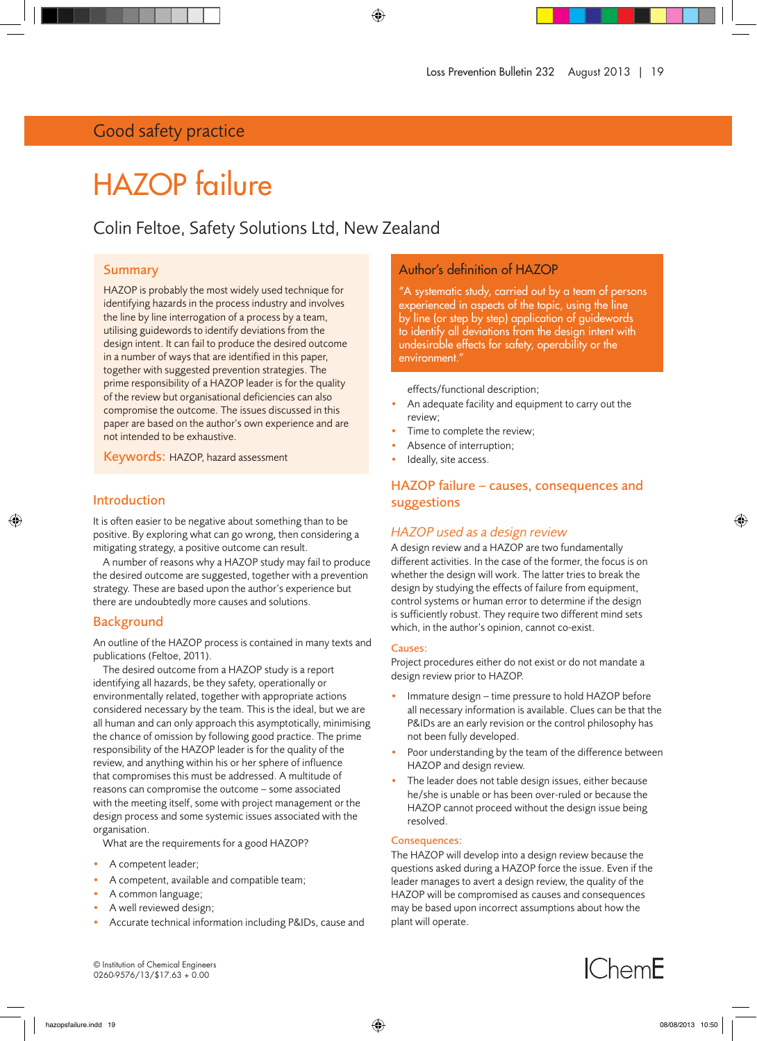Good safety practice

# HAZOP failure

Colin Feltoe, Safety Solutions Ltd, New Zealand

## Summary

HAZOP is probably the most widely used technique for identifying hazards in the process industry and involves the line by line interrogation of a process by a team, utilising guidewords to identify deviations from the design intent. It can fail to produce the desired outcome in a number of ways that are identified in this paper, together with suggested prevention strategies. The prime responsibility of a HAZOP leader is for the quality of the review but organisational deficiencies can also compromise the outcome. The issues discussed in this paper are based on the author's own experience and are not intended to be exhaustive.

**Keywords:** HAZOP, hazard assessment

## Introduction

It is often easier to be negative about something than to be positive. By exploring what can go wrong, then considering a mitigating strategy, a positive outcome can result.

A number of reasons why a HAZOP study may fail to produce the desired outcome are suggested, together with a prevention strategy. These are based upon the author's experience but there are undoubtedly more causes and solutions.

## Background

An outline of the HAZOP process is contained in many texts and publications (Feltoe, 2011).

The desired outcome from a HAZOP study is a report identifying all hazards, be they safety, operationally or environmentally related, together with appropriate actions considered necessary by the team. This is the ideal, but we are all human and can only approach this asymptotically, minimising the chance of omission by following good practice. The prime responsibility of the HAZOP leader is for the quality of the review, and anything within his or her sphere of influence that compromises this must be addressed. A multitude of reasons can compromise the outcome – some associated with the meeting itself, some with project management or the design process and some systemic issues associated with the organisation.

What are the requirements for a good HAZOP?

- A competent leader;
- A competent, available and compatible team;
- A common language;
- A well reviewed design;
- Accurate technical information including P&IDs, cause and effects/functional description;
- An adequate facility and equipment to carry out the review;
- Time to complete the review;
- Absence of interruption;
- Ideally, site access.

## Author's definition of HAZOP

"A systematic study, carried out by a team of persons experienced in aspects of the topic, using the line by line (or step by step) application of guidewords to identify all deviations from the design intent with undesirable effects for safety, operability or the environment."

## HAZOP failure – causes, consequences and suggestions

### *HAZOP used as a design review*

A design review and a HAZOP are two fundamentally different activities. In the case of the former, the focus is on whether the design will work. The latter tries to break the design by studying the effects of failure from equipment, control systems or human error to determine if the design is sufficiently robust. They require two different mind sets which, in the author's opinion, cannot co-exist.

#### Causes:

Project procedures either do not exist or do not mandate a design review prior to HAZOP.

- Immature design – time pressure to hold HAZOP before all necessary information is available. Clues can be that the P&IDs are an early revision or the control philosophy has not been fully developed.
- Poor understanding by the team of the difference between HAZOP and design review.
- The leader does not table design issues, either because he/she is unable or has been over-ruled or because the HAZOP cannot proceed without the design issue being resolved.

#### Consequences:

The HAZOP will develop into a design review because the questions asked during a HAZOP force the issue. Even if the leader manages to avert a design review, the quality of the HAZOP will be compromised as causes and consequences may be based upon incorrect assumptions about how the plant will operate.

© Institution of Chemical Engineers
0260-9576/13/$17.63 + 0.00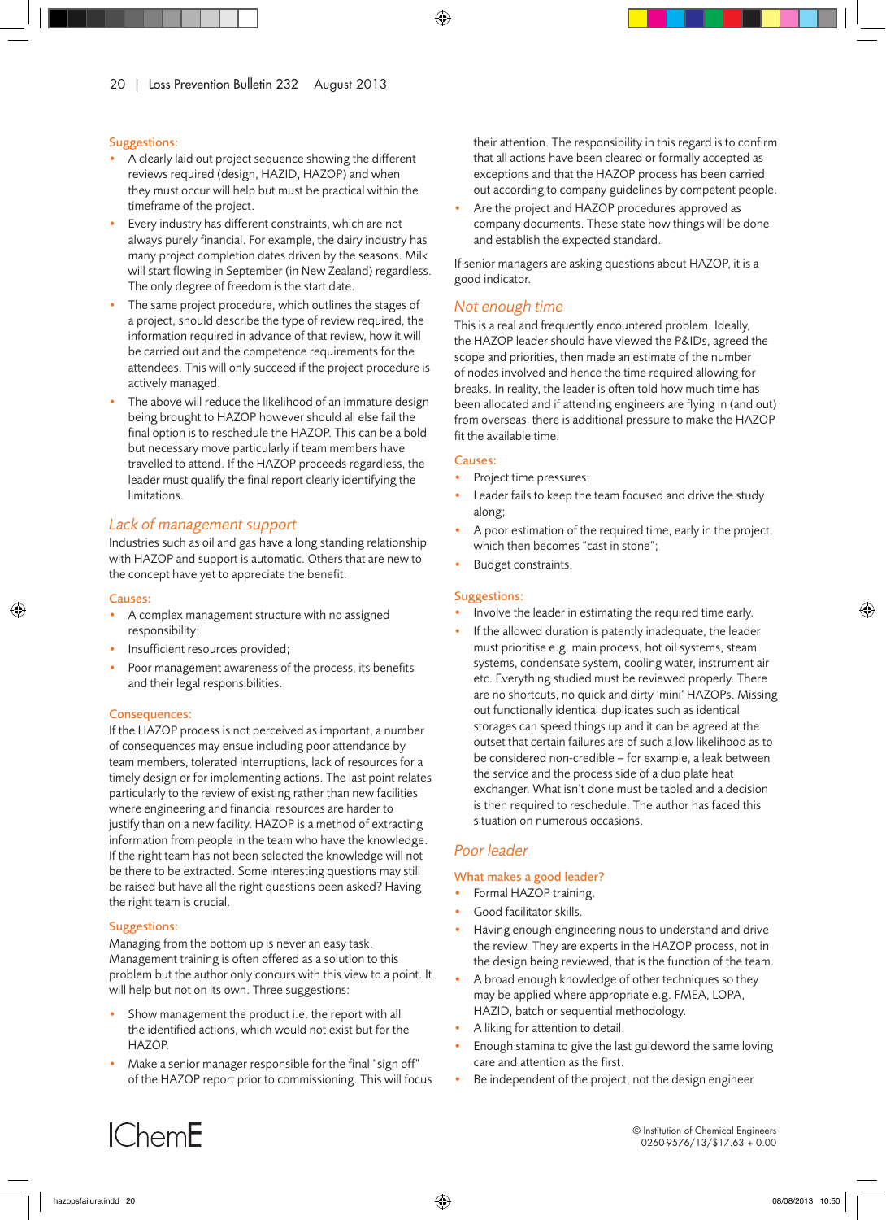### Suggestions:

- A clearly laid out project sequence showing the different reviews required (design, HAZID, HAZOP) and when they must occur will help but must be practical within the timeframe of the project.
- Every industry has different constraints, which are not always purely financial. For example, the dairy industry has many project completion dates driven by the seasons. Milk will start flowing in September (in New Zealand) regardless. The only degree of freedom is the start date.
- The same project procedure, which outlines the stages of a project, should describe the type of review required, the information required in advance of that review, how it will be carried out and the competence requirements for the attendees. This will only succeed if the project procedure is actively managed.
- The above will reduce the likelihood of an immature design being brought to HAZOP however should all else fail the final option is to reschedule the HAZOP. This can be a bold but necessary move particularly if team members have travelled to attend. If the HAZOP proceeds regardless, the leader must qualify the final report clearly identifying the limitations.

## *Lack of management support*

Industries such as oil and gas have a long standing relationship with HAZOP and support is automatic. Others that are new to the concept have yet to appreciate the benefit.

### Causes:

- A complex management structure with no assigned responsibility;
- Insufficient resources provided;
- Poor management awareness of the process, its benefits and their legal responsibilities.

### Consequences:

If the HAZOP process is not perceived as important, a number of consequences may ensue including poor attendance by team members, tolerated interruptions, lack of resources for a timely design or for implementing actions. The last point relates particularly to the review of existing rather than new facilities where engineering and financial resources are harder to justify than on a new facility. HAZOP is a method of extracting information from people in the team who have the knowledge. If the right team has not been selected the knowledge will not be there to be extracted. Some interesting questions may still be raised but have all the right questions been asked? Having the right team is crucial.

### Suggestions:

Managing from the bottom up is never an easy task. Management training is often offered as a solution to this problem but the author only concurs with this view to a point. It will help but not on its own. Three suggestions:

- Show management the product i.e. the report with all the identified actions, which would not exist but for the HAZOP.
- Make a senior manager responsible for the final "sign off" of the HAZOP report prior to commissioning. This will focus their attention. The responsibility in this regard is to confirm that all actions have been cleared or formally accepted as exceptions and that the HAZOP process has been carried out according to company guidelines by competent people.
- Are the project and HAZOP procedures approved as company documents. These state how things will be done and establish the expected standard.

If senior managers are asking questions about HAZOP, it is a good indicator.

## *Not enough time*

This is a real and frequently encountered problem. Ideally, the HAZOP leader should have viewed the P&IDs, agreed the scope and priorities, then made an estimate of the number of nodes involved and hence the time required allowing for breaks. In reality, the leader is often told how much time has been allocated and if attending engineers are flying in (and out) from overseas, there is additional pressure to make the HAZOP fit the available time.

### Causes:

- Project time pressures;
- Leader fails to keep the team focused and drive the study along;
- A poor estimation of the required time, early in the project, which then becomes "cast in stone";
- Budget constraints.

### Suggestions:

- Involve the leader in estimating the required time early.
- If the allowed duration is patently inadequate, the leader must prioritise e.g. main process, hot oil systems, steam systems, condensate system, cooling water, instrument air etc. Everything studied must be reviewed properly. There are no shortcuts, no quick and dirty 'mini' HAZOPs. Missing out functionally identical duplicates such as identical storages can speed things up and it can be agreed at the outset that certain failures are of such a low likelihood as to be considered non-credible – for example, a leak between the service and the process side of a duo plate heat exchanger. What isn't done must be tabled and a decision is then required to reschedule. The author has faced this situation on numerous occasions.

## *Poor leader*

### What makes a good leader?

- Formal HAZOP training.
- Good facilitator skills.
- Having enough engineering nous to understand and drive the review. They are experts in the HAZOP process, not in the design being reviewed, that is the function of the team.
- A broad enough knowledge of other techniques so they may be applied where appropriate e.g. FMEA, LOPA, HAZID, batch or sequential methodology.
- A liking for attention to detail.
- Enough stamina to give the last guideword the same loving care and attention as the first.
- Be independent of the project, not the design engineer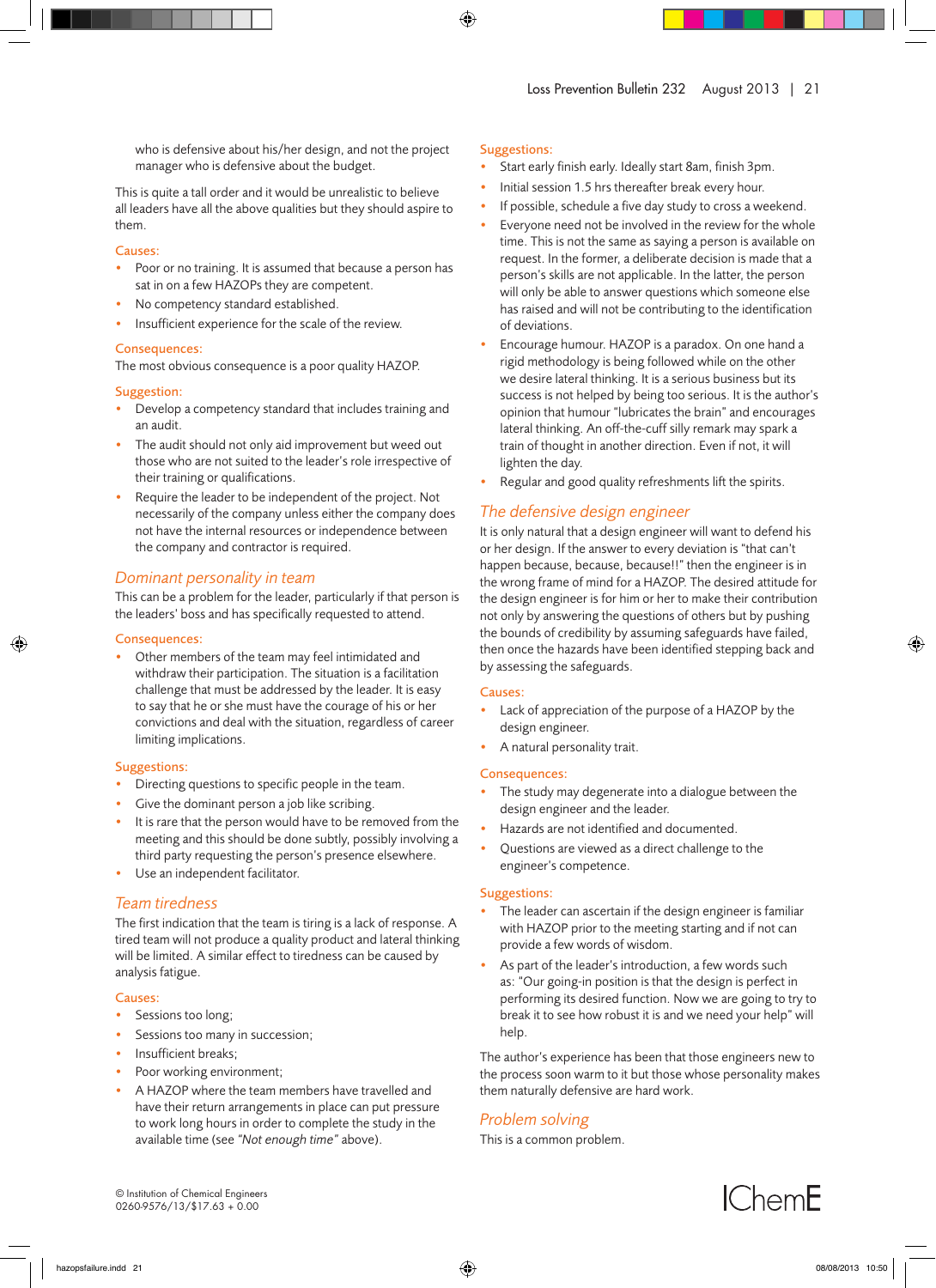who is defensive about his/her design, and not the project manager who is defensive about the budget.

This is quite a tall order and it would be unrealistic to believe all leaders have all the above qualities but they should aspire to them.

### Causes:

- Poor or no training. It is assumed that because a person has sat in on a few HAZOPs they are competent.
- No competency standard established.
- Insufficient experience for the scale of the review.

### Consequences:

The most obvious consequence is a poor quality HAZOP.

### Suggestion:

- Develop a competency standard that includes training and an audit.
- The audit should not only aid improvement but weed out those who are not suited to the leader's role irrespective of their training or qualifications.
- Require the leader to be independent of the project. Not necessarily of the company unless either the company does not have the internal resources or independence between the company and contractor is required.

## *Dominant personality in team*

This can be a problem for the leader, particularly if that person is the leaders' boss and has specifically requested to attend.

### Consequences:

- Other members of the team may feel intimidated and withdraw their participation. The situation is a facilitation challenge that must be addressed by the leader. It is easy to say that he or she must have the courage of his or her convictions and deal with the situation, regardless of career limiting implications.

### Suggestions:

- Directing questions to specific people in the team.
- Give the dominant person a job like scribing.
- It is rare that the person would have to be removed from the meeting and this should be done subtly, possibly involving a third party requesting the person's presence elsewhere.
- Use an independent facilitator.

## *Team tiredness*

The first indication that the team is tiring is a lack of response. A tired team will not produce a quality product and lateral thinking will be limited. A similar effect to tiredness can be caused by analysis fatigue.

### Causes:

- Sessions too long;
- Sessions too many in succession;
- Insufficient breaks;
- Poor working environment;
- A HAZOP where the team members have travelled and have their return arrangements in place can put pressure to work long hours in order to complete the study in the available time (see *"Not enough time"* above).

### Suggestions:

- Start early finish early. Ideally start 8am, finish 3pm.
- Initial session 1.5 hrs thereafter break every hour.
- If possible, schedule a five day study to cross a weekend.
- Everyone need not be involved in the review for the whole time. This is not the same as saying a person is available on request. In the former, a deliberate decision is made that a person's skills are not applicable. In the latter, the person will only be able to answer questions which someone else has raised and will not be contributing to the identification of deviations.
- Encourage humour. HAZOP is a paradox. On one hand a rigid methodology is being followed while on the other we desire lateral thinking. It is a serious business but its success is not helped by being too serious. It is the author's opinion that humour "lubricates the brain" and encourages lateral thinking. An off-the-cuff silly remark may spark a train of thought in another direction. Even if not, it will lighten the day.
- Regular and good quality refreshments lift the spirits.

## *The defensive design engineer*

It is only natural that a design engineer will want to defend his or her design. If the answer to every deviation is "that can't happen because, because, because!!" then the engineer is in the wrong frame of mind for a HAZOP. The desired attitude for the design engineer is for him or her to make their contribution not only by answering the questions of others but by pushing the bounds of credibility by assuming safeguards have failed, then once the hazards have been identified stepping back and by assessing the safeguards.

### Causes:

- Lack of appreciation of the purpose of a HAZOP by the design engineer.
- A natural personality trait.

### Consequences:

- The study may degenerate into a dialogue between the design engineer and the leader.
- Hazards are not identified and documented.
- Questions are viewed as a direct challenge to the engineer's competence.

### Suggestions:

- The leader can ascertain if the design engineer is familiar with HAZOP prior to the meeting starting and if not can provide a few words of wisdom.
- As part of the leader's introduction, a few words such as: "Our going-in position is that the design is perfect in performing its desired function. Now we are going to try to break it to see how robust it is and we need your help" will help.

The author's experience has been that those engineers new to the process soon warm to it but those whose personality makes them naturally defensive are hard work.

## *Problem solving*

This is a common problem.

© Institution of Chemical Engineers
0260-9576/13/$17.63 + 0.00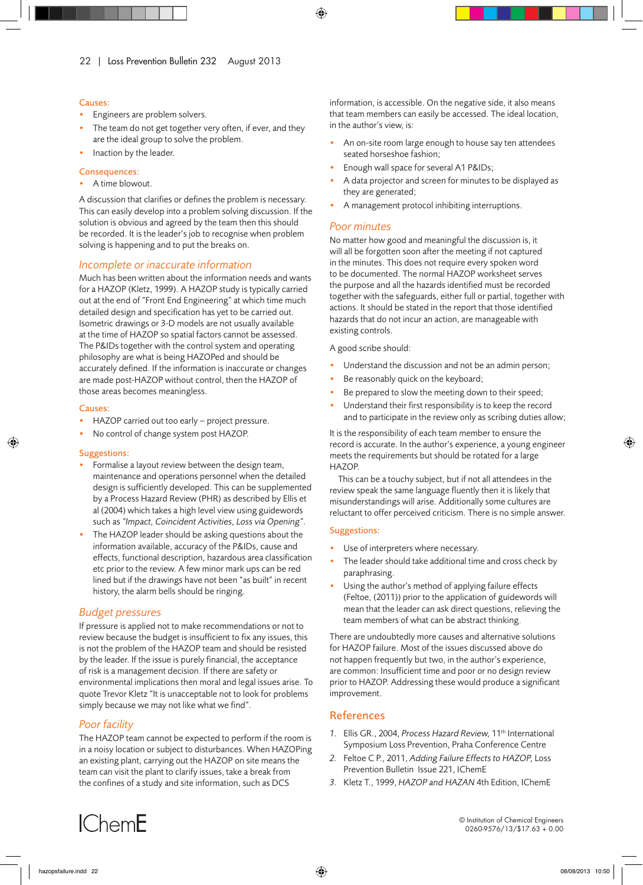Causes:

- Engineers are problem solvers.
- The team do not get together very often, if ever, and they are the ideal group to solve the problem.
- Inaction by the leader.

Consequences:

- A time blowout.

A discussion that clarifies or defines the problem is necessary. This can easily develop into a problem solving discussion. If the solution is obvious and agreed by the team then this should be recorded. It is the leader's job to recognise when problem solving is happening and to put the breaks on.

## Incomplete or inaccurate information

Much has been written about the information needs and wants for a HAZOP (Kletz, 1999). A HAZOP study is typically carried out at the end of "Front End Engineering" at which time much detailed design and specification has yet to be carried out. Isometric drawings or 3-D models are not usually available at the time of HAZOP so spatial factors cannot be assessed. The P&IDs together with the control system and operating philosophy are what is being HAZOPed and should be accurately defined. If the information is inaccurate or changes are made post-HAZOP without control, then the HAZOP of those areas becomes meaningless.

Causes:

- HAZOP carried out too early – project pressure.
- No control of change system post HAZOP.

Suggestions:

- Formalise a layout review between the design team, maintenance and operations personnel when the detailed design is sufficiently developed. This can be supplemented by a Process Hazard Review (PHR) as described by Ellis et al (2004) which takes a high level view using guidewords such as *"Impact, Coincident Activities, Loss via Opening"*.
- The HAZOP leader should be asking questions about the information available, accuracy of the P&IDs, cause and effects, functional description, hazardous area classification etc prior to the review. A few minor mark ups can be red lined but if the drawings have not been "as built" in recent history, the alarm bells should be ringing.

## Budget pressures

If pressure is applied not to make recommendations or not to review because the budget is insufficient to fix any issues, this is not the problem of the HAZOP team and should be resisted by the leader. If the issue is purely financial, the acceptance of risk is a management decision. If there are safety or environmental implications then moral and legal issues arise. To quote Trevor Kletz "It is unacceptable not to look for problems simply because we may not like what we find".

## Poor facility

The HAZOP team cannot be expected to perform if the room is in a noisy location or subject to disturbances. When HAZOPing an existing plant, carrying out the HAZOP on site means the team can visit the plant to clarify issues, take a break from the confines of a study and site information, such as DCS information, is accessible. On the negative side, it also means that team members can easily be accessed. The ideal location, in the author's view, is:

- An on-site room large enough to house say ten attendees seated horseshoe fashion;
- Enough wall space for several A1 P&IDs;
- A data projector and screen for minutes to be displayed as they are generated;
- A management protocol inhibiting interruptions.

## Poor minutes

No matter how good and meaningful the discussion is, it will all be forgotten soon after the meeting if not captured in the minutes. This does not require every spoken word to be documented. The normal HAZOP worksheet serves the purpose and all the hazards identified must be recorded together with the safeguards, either full or partial, together with actions. It should be stated in the report that those identified hazards that do not incur an action, are manageable with existing controls.

A good scribe should:

- Understand the discussion and not be an admin person;
- Be reasonably quick on the keyboard;
- Be prepared to slow the meeting down to their speed;
- Understand their first responsibility is to keep the record and to participate in the review only as scribing duties allow;

It is the responsibility of each team member to ensure the record is accurate. In the author's experience, a young engineer meets the requirements but should be rotated for a large HAZOP.

This can be a touchy subject, but if not all attendees in the review speak the same language fluently then it is likely that misunderstandings will arise. Additionally some cultures are reluctant to offer perceived criticism. There is no simple answer.

Suggestions:

- Use of interpreters where necessary.
- The leader should take additional time and cross check by paraphrasing.
- Using the author's method of applying failure effects (Feltoe, (2011)) prior to the application of guidewords will mean that the leader can ask direct questions, relieving the team members of what can be abstract thinking.

There are undoubtedly more causes and alternative solutions for HAZOP failure. Most of the issues discussed above do not happen frequently but two, in the author's experience, are common: Insufficient time and poor or no design review prior to HAZOP. Addressing these would produce a significant improvement.

## References

1. Ellis GR., 2004, *Process Hazard Review*, 11th International Symposium Loss Prevention, Praha Conference Centre
2. Feltoe C P., 2011, *Adding Failure Effects to HAZOP*, Loss Prevention Bulletin Issue 221, IChemE
3. Kletz T., 1999, *HAZOP and HAZAN* 4th Edition, IChemE

© Institution of Chemical Engineers
0260-9576/13/$17.63 + 0.00